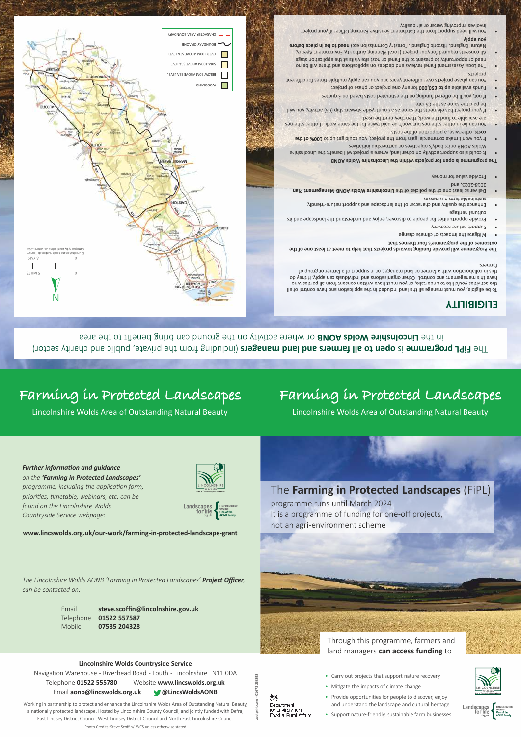The **FiPL programme** is **open to all farmers and land managers** (including from the private, public and charity sector) in the **Lincolnshire Wolds AONB** or where activity on the ground can bring benefit to the area

# ELIGIBILITY

To be eligible, you must manage all the land included in the application and have control of all the activities you'd like to undertake, or you must have written consent from all parties who have this management and control. Other organisations and individuals can apply, if they do this in collaboration with a farmer or land manager, or in support of a farmer or group of farmers.

**The Programme will provide funding towards projects that help to meet at least one of the outcomes of the programme's four themes that**

- Mitigate the impacts of climate change
- Support nature recovery
- Provide opportunities for people to discover, enjoy and understand the landscape and its cultural heritage
- Enhance the quality and character of the landscape and support nature-friendly, sustainable farm businesses
- Deliver at least one of the policies of the **Lincolnshire Wolds AONB Management Plan** 2018-2023, and
- Provide value for money

**The programme is open for projects within the Lincolnshire Wolds AONB**

- It could also support activity on other land, where a project will benefit the Lincolnshire Wolds AONB or its body's objectives or partnership initiatives
- If you won't make commercial gain from the project, you could get up to **100% of the costs**, otherwise, a proportion of the costs
- You can be in other schemes but won't be paid twice for the same work. If other schemes are available to fund the work, then they must be used
- If your project has elements that are the same as a Countryside Stewardship (CS) activity, you will be paid the same as the CS rate
- If not, you'll be offered funding on the estimated costs based on 3 quotes
- Funds available **up to £50,000** for any one project or phase of project
- You can phase projects over different years and you can apply multiple times for different projects
- The Local Assessment Panel reviews and decides on applications and there will be no need or opportunity to present to the Panel or host site visits at the application stage
- All consents required for your project (Local Planning Authority, Environment Agency, Natural England, Historic England, Forestry Commission etc) **need to be in place before you apply**
- You will need support from the Catchment Sensitive Farming Officer if your project involves improving water or air quality

WOODLAND
BELOW 50M ABOVE SEA LEVEL
50M-100M ABOVE SEA LEVEL
OVER 100M ABOVE SEA LEVEL
BOUNDARY OF AONB
CHARACTER AREA BOUNDARY

0 5 MILES
0 8 KMS

© Lincolnshire and South Humberside Tourism. Cartography by Ismail Johns Ltd. Oxford 1993

# Farming in Protected Landscapes

Lincolnshire Wolds Area of Outstanding Natural Beauty

***Further information and guidance*** *on the* ***'Farming in Protected Landscapes'*** *programme, including the application form, priorities, timetable, webinars, etc. can be found on the Lincolnshire Wolds Countryside Service webpage:*

**www.lincswolds.org.uk/our-work/farming-in-protected-landscape-grant**

*The Lincolnshire Wolds AONB 'Farming in Protected Landscapes'* ***Project Officer****, can be contacted on:*

| | |
|---|---|
| Email | **steve.scoffin@lincolnshire.gov.uk** |
| Telephone | **01522 557587** |
| Mobile | **07585 204328** |

**Lincolnshire Wolds Countryside Service**

Navigation Warehouse - Riverhead Road - Louth - Lincolnshire LN11 0DA
Telephone **01522 555780** Website **www.lincswolds.org.uk**
Email **aonb@lincswolds.org.uk** **@LincsWoldsAONB**

Working in partnership to protect and enhance the Lincolnshire Wolds Area of Outstanding Natural Beauty, a nationally protected landscape. Hosted by Lincolnshire County Council, and jointly funded with Defra, East Lindsey District Council, West Lindsey District Council and North East Lincolnshire Council

Photo Credits: Steve Scoffin/LWCS unless otherwise stated

Department for Environment Food & Rural Affairs

# Farming in Protected Landscapes

Lincolnshire Wolds Area of Outstanding Natural Beauty

The **Farming in Protected Landscapes** (FiPL) programme runs until March 2024
It is a programme of funding for one-off projects, not an agri-environment scheme

Through this programme, farmers and land managers **can access funding** to

- Carry out projects that support nature recovery
- Mitigate the impacts of climate change
- Provide opportunities for people to discover, enjoy and understand the landscape and cultural heritage
- Support nature-friendly, sustainable farm businesses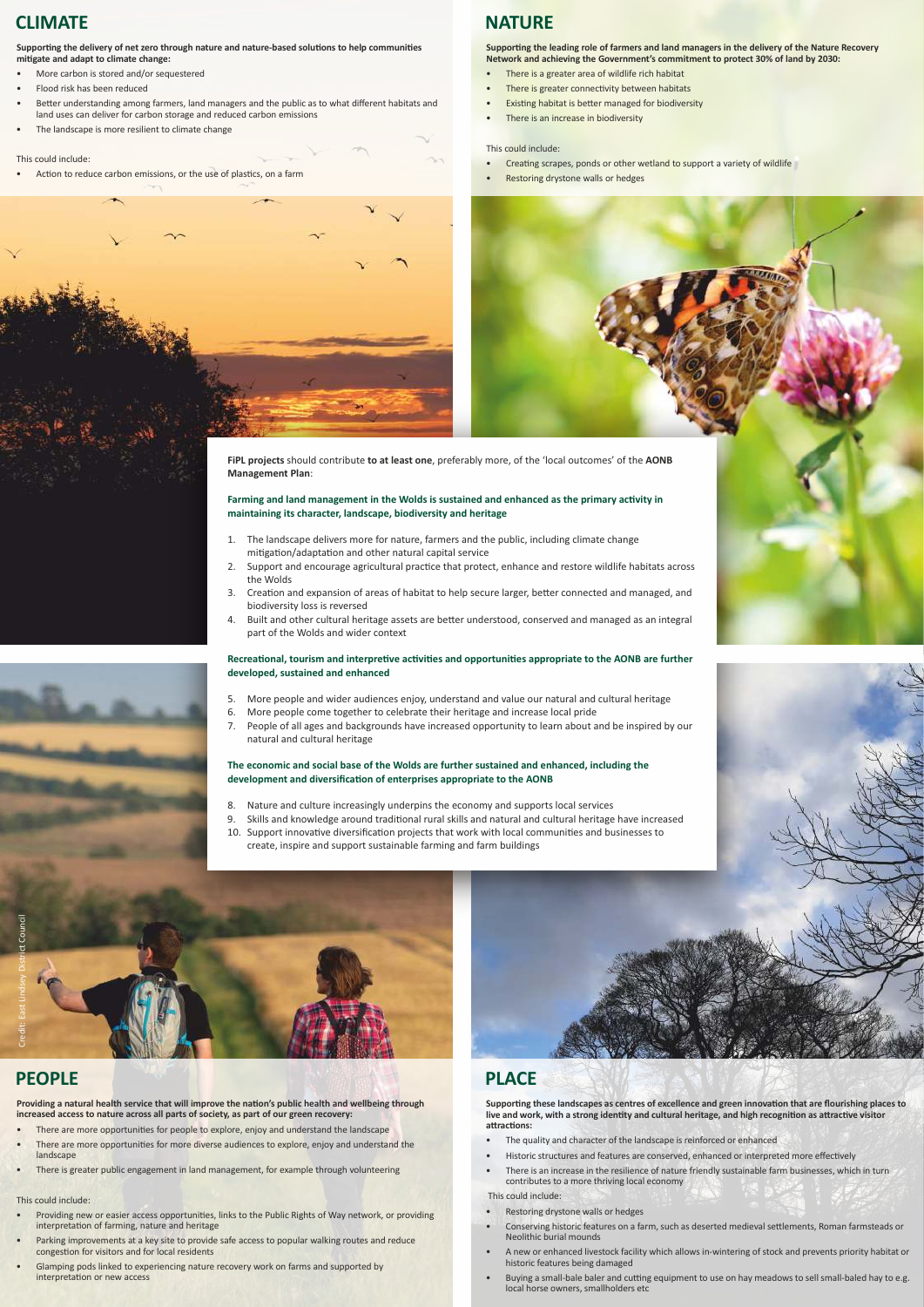## CLIMATE

**Supporting the delivery of net zero through nature and nature-based solutions to help communities mitigate and adapt to climate change:**

- More carbon is stored and/or sequestered
- Flood risk has been reduced
- Better understanding among farmers, land managers and the public as to what different habitats and land uses can deliver for carbon storage and reduced carbon emissions
- The landscape is more resilient to climate change

This could include:

- Action to reduce carbon emissions, or the use of plastics, on a farm

## NATURE

**Supporting the leading role of farmers and land managers in the delivery of the Nature Recovery Network and achieving the Government's commitment to protect 30% of land by 2030:**

- There is a greater area of wildlife rich habitat
- There is greater connectivity between habitats
- Existing habitat is better managed for biodiversity
- There is an increase in biodiversity

This could include:

- Creating scrapes, ponds or other wetland to support a variety of wildlife
- Restoring drystone walls or hedges

**FiPL projects** should contribute **to at least one**, preferably more, of the 'local outcomes' of the **AONB Management Plan**:

**Farming and land management in the Wolds is sustained and enhanced as the primary activity in maintaining its character, landscape, biodiversity and heritage**

1. The landscape delivers more for nature, farmers and the public, including climate change mitigation/adaptation and other natural capital service
2. Support and encourage agricultural practice that protect, enhance and restore wildlife habitats across the Wolds
3. Creation and expansion of areas of habitat to help secure larger, better connected and managed, and biodiversity loss is reversed
4. Built and other cultural heritage assets are better understood, conserved and managed as an integral part of the Wolds and wider context

**Recreational, tourism and interpretive activities and opportunities appropriate to the AONB are further developed, sustained and enhanced**

5. More people and wider audiences enjoy, understand and value our natural and cultural heritage
6. More people come together to celebrate their heritage and increase local pride
7. People of all ages and backgrounds have increased opportunity to learn about and be inspired by our natural and cultural heritage

**The economic and social base of the Wolds are further sustained and enhanced, including the development and diversification of enterprises appropriate to the AONB**

8. Nature and culture increasingly underpins the economy and supports local services
9. Skills and knowledge around traditional rural skills and natural and cultural heritage have increased
10. Support innovative diversification projects that work with local communities and businesses to create, inspire and support sustainable farming and farm buildings

Credit: East Lindsey District Council

## PEOPLE

**Providing a natural health service that will improve the nation's public health and wellbeing through increased access to nature across all parts of society, as part of our green recovery:**

- There are more opportunities for people to explore, enjoy and understand the landscape
- There are more opportunities for more diverse audiences to explore, enjoy and understand the landscape
- There is greater public engagement in land management, for example through volunteering

This could include:

- Providing new or easier access opportunities, links to the Public Rights of Way network, or providing interpretation of farming, nature and heritage
- Parking improvements at a key site to provide safe access to popular walking routes and reduce congestion for visitors and for local residents
- Glamping pods linked to experiencing nature recovery work on farms and supported by interpretation or new access

## PLACE

**Supporting these landscapes as centres of excellence and green innovation that are flourishing places to live and work, with a strong identity and cultural heritage, and high recognition as attractive visitor attractions:**

- The quality and character of the landscape is reinforced or enhanced
- Historic structures and features are conserved, enhanced or interpreted more effectively
- There is an increase in the resilience of nature friendly sustainable farm businesses, which in turn contributes to a more thriving local economy

This could include:

- Restoring drystone walls or hedges
- Conserving historic features on a farm, such as deserted medieval settlements, Roman farmsteads or Neolithic burial mounds
- A new or enhanced livestock facility which allows in-wintering of stock and prevents priority habitat or historic features being damaged
- Buying a small-bale baler and cutting equipment to use on hay meadows to sell small-baled hay to e.g. local horse owners, smallholders etc